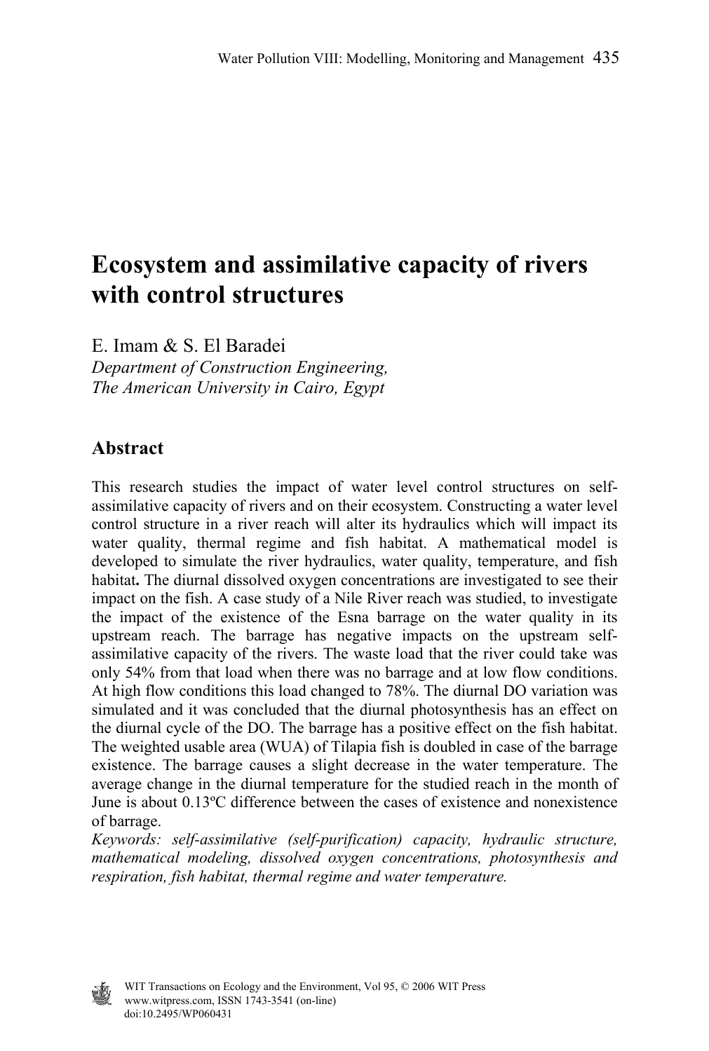# Ecosystem and assimilative capacity of rivers with control structures

E. Imam & S. El Baradei
*Department of Construction Engineering,*
*The American University in Cairo, Egypt*

## Abstract

This research studies the impact of water level control structures on self-assimilative capacity of rivers and on their ecosystem. Constructing a water level control structure in a river reach will alter its hydraulics which will impact its water quality, thermal regime and fish habitat. A mathematical model is developed to simulate the river hydraulics, water quality, temperature, and fish habitat**.** The diurnal dissolved oxygen concentrations are investigated to see their impact on the fish. A case study of a Nile River reach was studied, to investigate the impact of the existence of the Esna barrage on the water quality in its upstream reach. The barrage has negative impacts on the upstream self-assimilative capacity of the rivers. The waste load that the river could take was only 54% from that load when there was no barrage and at low flow conditions. At high flow conditions this load changed to 78%. The diurnal DO variation was simulated and it was concluded that the diurnal photosynthesis has an effect on the diurnal cycle of the DO. The barrage has a positive effect on the fish habitat. The weighted usable area (WUA) of Tilapia fish is doubled in case of the barrage existence. The barrage causes a slight decrease in the water temperature. The average change in the diurnal temperature for the studied reach in the month of June is about 0.13ºC difference between the cases of existence and nonexistence of barrage.

*Keywords: self-assimilative (self-purification) capacity, hydraulic structure, mathematical modeling, dissolved oxygen concentrations, photosynthesis and respiration, fish habitat, thermal regime and water temperature.*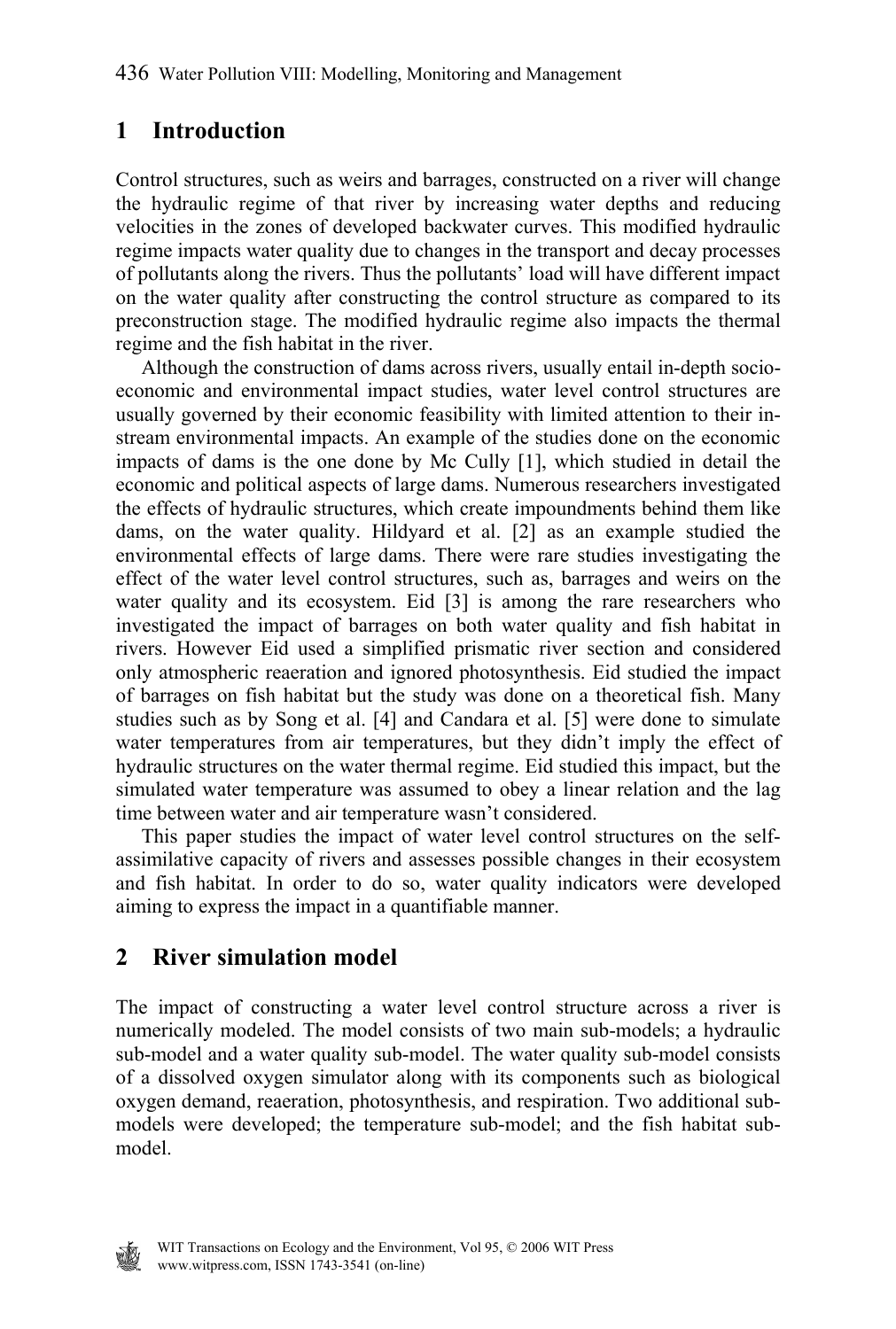## 1 Introduction

Control structures, such as weirs and barrages, constructed on a river will change the hydraulic regime of that river by increasing water depths and reducing velocities in the zones of developed backwater curves. This modified hydraulic regime impacts water quality due to changes in the transport and decay processes of pollutants along the rivers. Thus the pollutants' load will have different impact on the water quality after constructing the control structure as compared to its preconstruction stage. The modified hydraulic regime also impacts the thermal regime and the fish habitat in the river.

Although the construction of dams across rivers, usually entail in-depth socio-economic and environmental impact studies, water level control structures are usually governed by their economic feasibility with limited attention to their in-stream environmental impacts. An example of the studies done on the economic impacts of dams is the one done by Mc Cully [1], which studied in detail the economic and political aspects of large dams. Numerous researchers investigated the effects of hydraulic structures, which create impoundments behind them like dams, on the water quality. Hildyard et al. [2] as an example studied the environmental effects of large dams. There were rare studies investigating the effect of the water level control structures, such as, barrages and weirs on the water quality and its ecosystem. Eid [3] is among the rare researchers who investigated the impact of barrages on both water quality and fish habitat in rivers. However Eid used a simplified prismatic river section and considered only atmospheric reaeration and ignored photosynthesis. Eid studied the impact of barrages on fish habitat but the study was done on a theoretical fish. Many studies such as by Song et al. [4] and Candara et al. [5] were done to simulate water temperatures from air temperatures, but they didn't imply the effect of hydraulic structures on the water thermal regime. Eid studied this impact, but the simulated water temperature was assumed to obey a linear relation and the lag time between water and air temperature wasn't considered.

This paper studies the impact of water level control structures on the self-assimilative capacity of rivers and assesses possible changes in their ecosystem and fish habitat. In order to do so, water quality indicators were developed aiming to express the impact in a quantifiable manner.

## 2 River simulation model

The impact of constructing a water level control structure across a river is numerically modeled. The model consists of two main sub-models; a hydraulic sub-model and a water quality sub-model. The water quality sub-model consists of a dissolved oxygen simulator along with its components such as biological oxygen demand, reaeration, photosynthesis, and respiration. Two additional sub-models were developed; the temperature sub-model; and the fish habitat sub-model.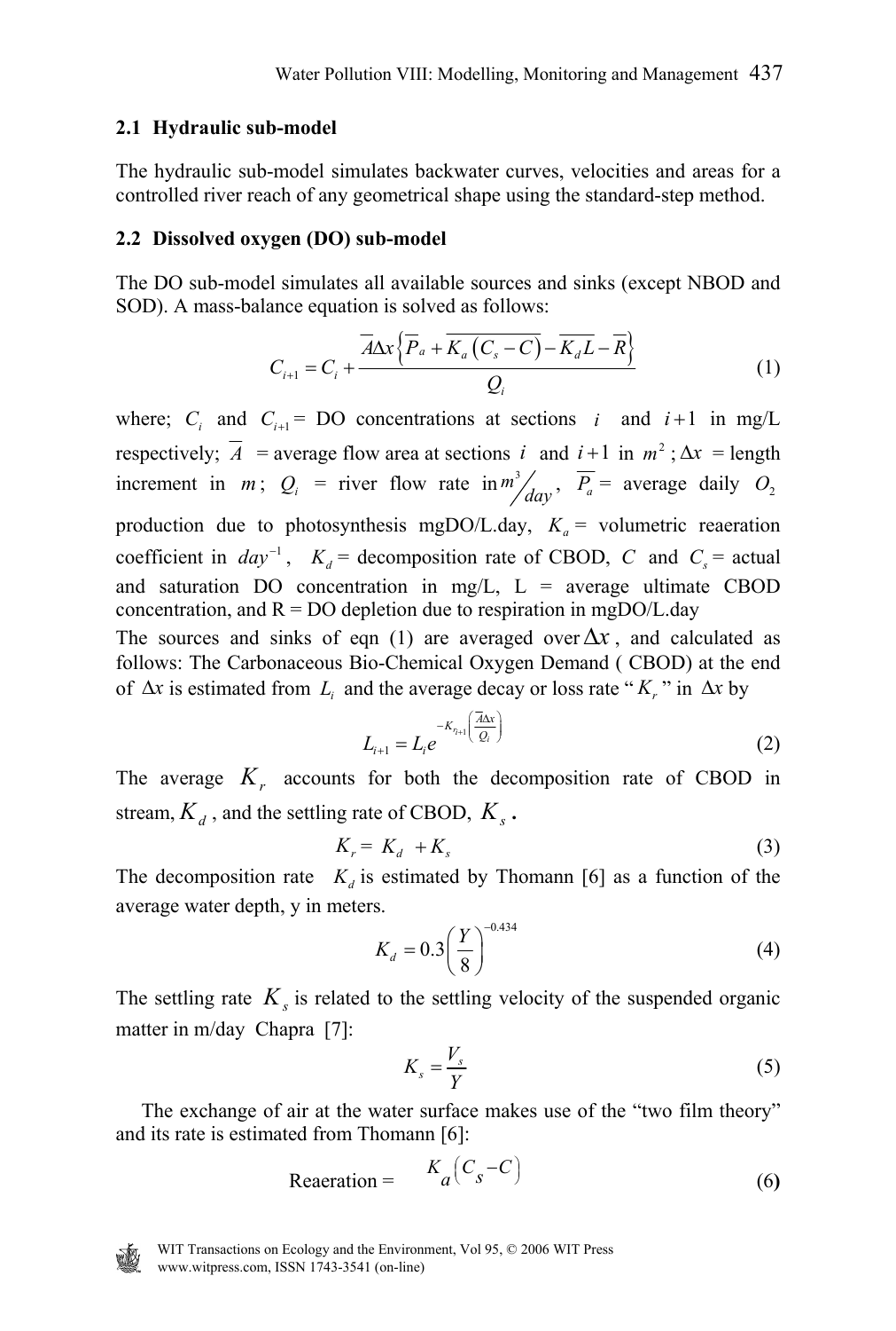### 2.1 Hydraulic sub-model

The hydraulic sub-model simulates backwater curves, velocities and areas for a controlled river reach of any geometrical shape using the standard-step method.

### 2.2 Dissolved oxygen (DO) sub-model

The DO sub-model simulates all available sources and sinks (except NBOD and SOD). A mass-balance equation is solved as follows:

$$C_{i+1} = C_i + \frac{\overline{A}\Delta x \left\{ \overline{P_a} + \overline{K_a\left(C_s - C\right)} - \overline{K_d L} - \overline{R} \right\}}{Q_i} \tag{1}$$

where; $C_i$ and $C_{i+1}$ = DO concentrations at sections $i$ and $i+1$ in mg/L respectively; $\overline{A}$ = average flow area at sections $i$ and $i+1$ in $m^2$; $\Delta x$ = length increment in $m$; $Q_i$ = river flow rate in $m^3/day$, $\overline{P_a}$ = average daily $O_2$ production due to photosynthesis mgDO/L.day, $K_a$ = volumetric reaeration coefficient in $day^{-1}$, $K_d$ = decomposition rate of CBOD, $C$ and $C_s$ = actual and saturation DO concentration in mg/L, L = average ultimate CBOD concentration, and R = DO depletion due to respiration in mgDO/L.day

The sources and sinks of eqn (1) are averaged over $\Delta x$, and calculated as follows: The Carbonaceous Bio-Chemical Oxygen Demand ( CBOD) at the end of $\Delta x$ is estimated from $L_i$ and the average decay or loss rate "$K_r$" in $\Delta x$ by

$$L_{i+1} = L_i e^{-K_{r_{i+1}}\left(\frac{\overline{A}\Delta x}{Q_i}\right)} \tag{2}$$

The average $K_r$ accounts for both the decomposition rate of CBOD in stream, $K_d$, and the settling rate of CBOD, $K_s$.

$$K_r = K_d + K_s \tag{3}$$

The decomposition rate $K_d$ is estimated by Thomann [6] as a function of the average water depth, y in meters.

$$K_d = 0.3\left(\frac{Y}{8}\right)^{-0.434} \tag{4}$$

The settling rate $K_s$ is related to the settling velocity of the suspended organic matter in m/day Chapra [7]:

$$K_s = \frac{V_s}{Y} \tag{5}$$

The exchange of air at the water surface makes use of the "two film theory" and its rate is estimated from Thomann [6]:

$$\text{Reaeration} = K_a\left(C_s - C\right) \tag{6}$$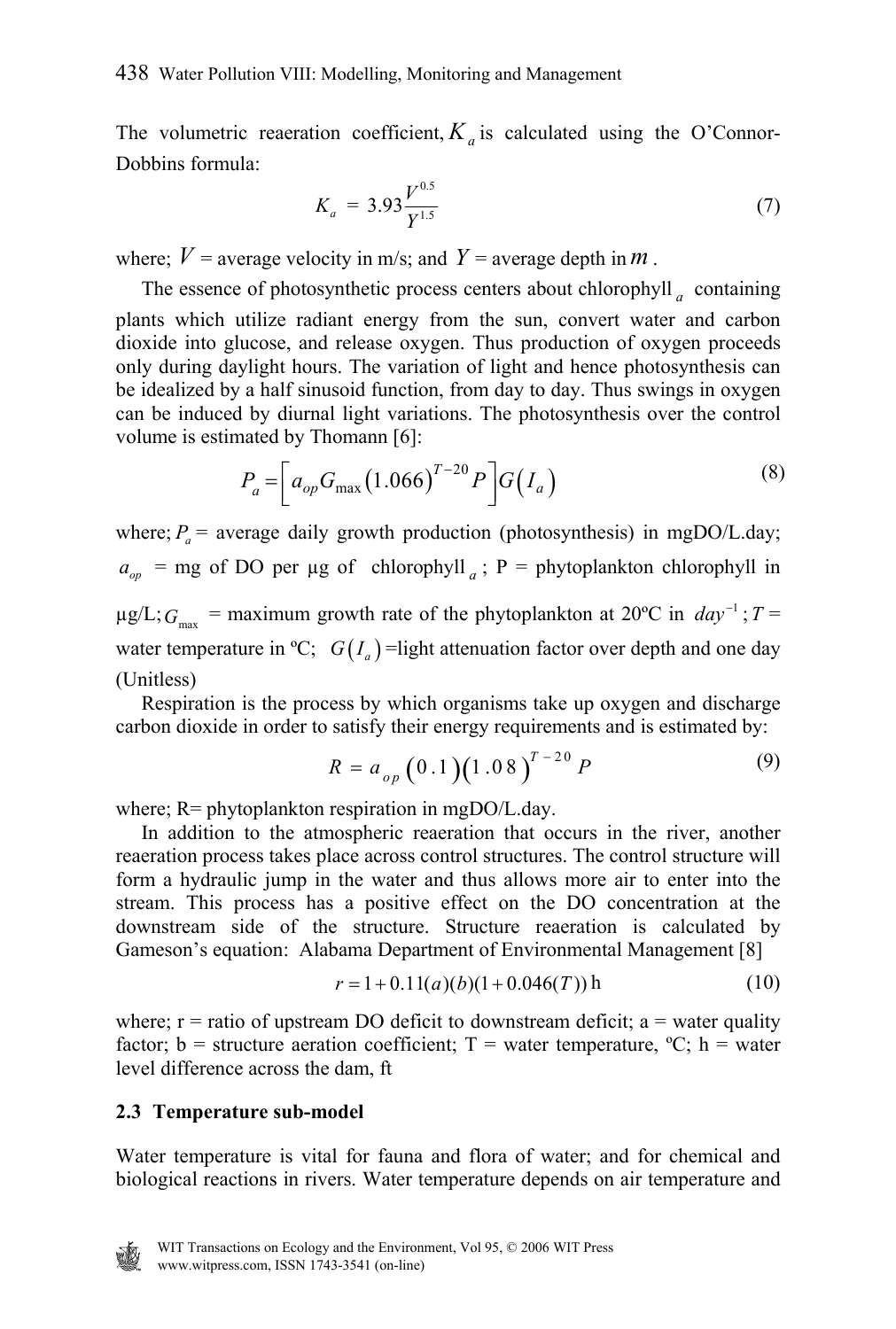The volumetric reaeration coefficient, $K_a$ is calculated using the O'Connor-Dobbins formula:

$$K_a = 3.93 \frac{V^{0.5}}{Y^{1.5}} \tag{7}$$

where; $V$ = average velocity in m/s; and $Y$ = average depth in $m$.

The essence of photosynthetic process centers about chlorophyll $_a$ containing plants which utilize radiant energy from the sun, convert water and carbon dioxide into glucose, and release oxygen. Thus production of oxygen proceeds only during daylight hours. The variation of light and hence photosynthesis can be idealized by a half sinusoid function, from day to day. Thus swings in oxygen can be induced by diurnal light variations. The photosynthesis over the control volume is estimated by Thomann [6]:

$$P_a = \left[ a_{op} G_{\max} \left(1.066\right)^{T-20} P \right] G\left(I_a\right) \tag{8}$$

where; $P_a$ = average daily growth production (photosynthesis) in mgDO/L.day; $a_{op}$ = mg of DO per µg of chlorophyll $_a$; P = phytoplankton chlorophyll in µg/L; $G_{\max}$ = maximum growth rate of the phytoplankton at 20ºC in $day^{-1}$; $T$ = water temperature in ºC; $G\left(I_a\right)$ =light attenuation factor over depth and one day (Unitless)

Respiration is the process by which organisms take up oxygen and discharge carbon dioxide in order to satisfy their energy requirements and is estimated by:

$$R = a_{op}\left(0.1\right)\left(1.08\right)^{T-20} P \tag{9}$$

where; R= phytoplankton respiration in mgDO/L.day.

In addition to the atmospheric reaeration that occurs in the river, another reaeration process takes place across control structures. The control structure will form a hydraulic jump in the water and thus allows more air to enter into the stream. This process has a positive effect on the DO concentration at the downstream side of the structure. Structure reaeration is calculated by Gameson's equation: Alabama Department of Environmental Management [8]

$$r = 1 + 0.11(a)(b)(1 + 0.046(T))\,\mathrm{h} \tag{10}$$

where; r = ratio of upstream DO deficit to downstream deficit; a = water quality factor; b = structure aeration coefficient; T = water temperature, ºC; h = water level difference across the dam, ft

### 2.3 Temperature sub-model

Water temperature is vital for fauna and flora of water; and for chemical and biological reactions in rivers. Water temperature depends on air temperature and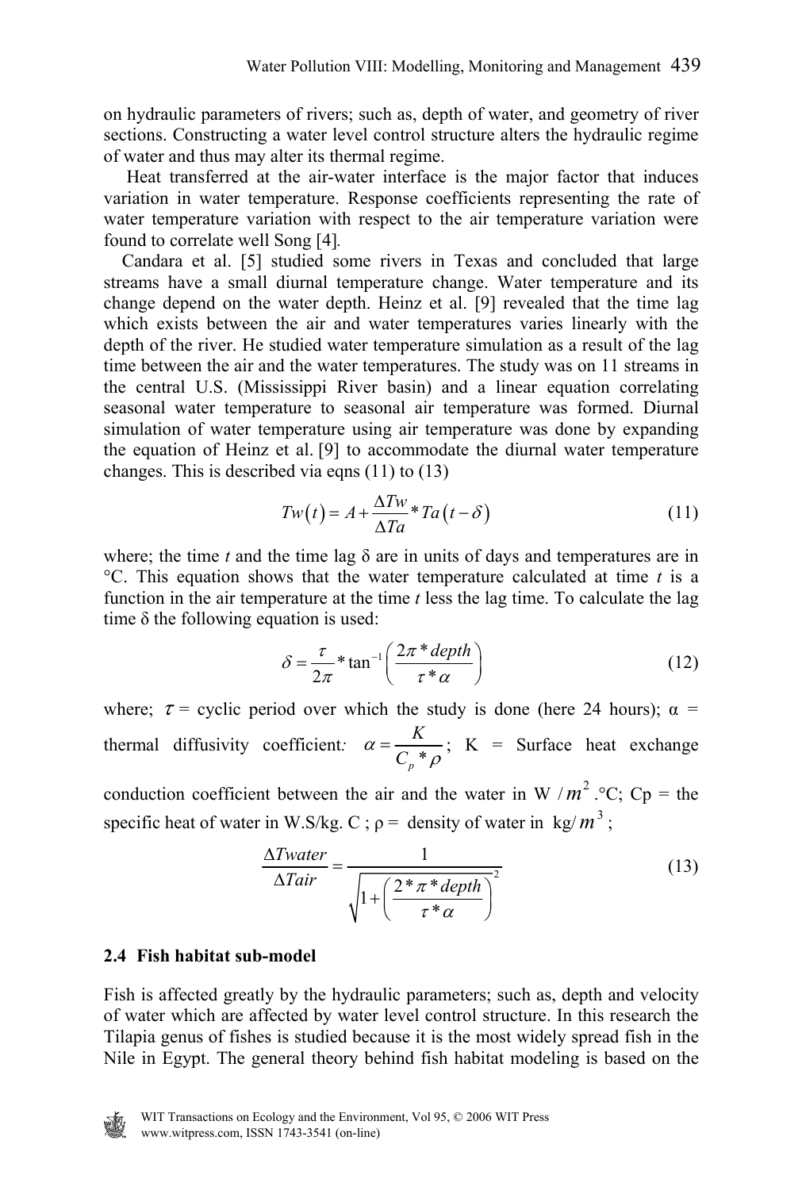on hydraulic parameters of rivers; such as, depth of water, and geometry of river sections. Constructing a water level control structure alters the hydraulic regime of water and thus may alter its thermal regime.

Heat transferred at the air-water interface is the major factor that induces variation in water temperature. Response coefficients representing the rate of water temperature variation with respect to the air temperature variation were found to correlate well Song [4].

Candara et al. [5] studied some rivers in Texas and concluded that large streams have a small diurnal temperature change. Water temperature and its change depend on the water depth. Heinz et al. [9] revealed that the time lag which exists between the air and water temperatures varies linearly with the depth of the river. He studied water temperature simulation as a result of the lag time between the air and the water temperatures. The study was on 11 streams in the central U.S. (Mississippi River basin) and a linear equation correlating seasonal water temperature to seasonal air temperature was formed. Diurnal simulation of water temperature using air temperature was done by expanding the equation of Heinz et al. [9] to accommodate the diurnal water temperature changes. This is described via eqns (11) to (13)

$$Tw(t) = A + \frac{\Delta Tw}{\Delta Ta} * Ta(t - \delta) \tag{11}$$

where; the time *t* and the time lag δ are in units of days and temperatures are in °C. This equation shows that the water temperature calculated at time *t* is a function in the air temperature at the time *t* less the lag time. To calculate the lag time δ the following equation is used:

$$\delta = \frac{\tau}{2\pi} * \tan^{-1}\left(\frac{2\pi * depth}{\tau * \alpha}\right) \tag{12}$$

where; $\tau$ = cyclic period over which the study is done (here 24 hours); α = thermal diffusivity coefficient: $\alpha = \frac{K}{C_p * \rho}$; K = Surface heat exchange conduction coefficient between the air and the water in W /$m^2$.°C; Cp = the specific heat of water in W.S/kg. C ; ρ = density of water in kg/$m^3$ ;

$$\frac{\Delta Twater}{\Delta Tair} = \frac{1}{\sqrt{1 + \left(\frac{2 * \pi * depth}{\tau * \alpha}\right)^2}} \tag{13}$$

### 2.4 Fish habitat sub-model

Fish is affected greatly by the hydraulic parameters; such as, depth and velocity of water which are affected by water level control structure. In this research the Tilapia genus of fishes is studied because it is the most widely spread fish in the Nile in Egypt. The general theory behind fish habitat modeling is based on the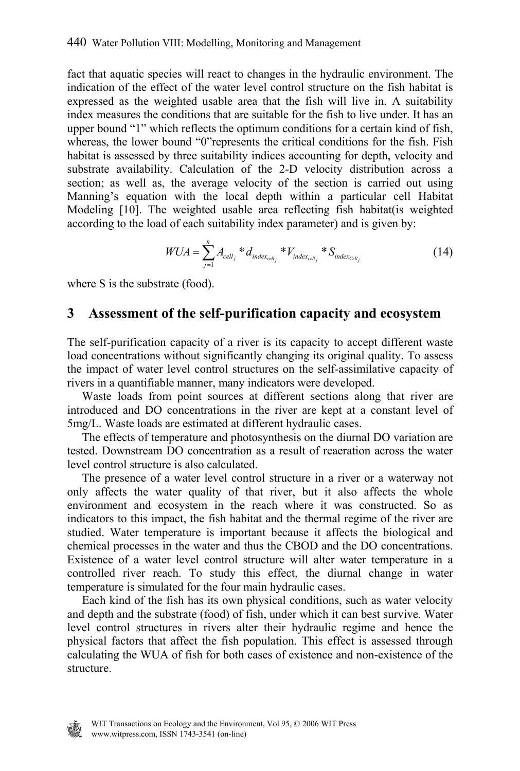fact that aquatic species will react to changes in the hydraulic environment. The indication of the effect of the water level control structure on the fish habitat is expressed as the weighted usable area that the fish will live in. A suitability index measures the conditions that are suitable for the fish to live under. It has an upper bound "1" which reflects the optimum conditions for a certain kind of fish, whereas, the lower bound "0"represents the critical conditions for the fish. Fish habitat is assessed by three suitability indices accounting for depth, velocity and substrate availability. Calculation of the 2-D velocity distribution across a section; as well as, the average velocity of the section is carried out using Manning's equation with the local depth within a particular cell Habitat Modeling [10]. The weighted usable area reflecting fish habitat(is weighted according to the load of each suitability index parameter) and is given by:

$$WUA = \sum_{j=1}^{n} A_{cell_j} * d_{index_{cell_j}} * V_{index_{cell_j}} * S_{index_{Cell_j}} \tag{14}$$

where S is the substrate (food).

## 3 Assessment of the self-purification capacity and ecosystem

The self-purification capacity of a river is its capacity to accept different waste load concentrations without significantly changing its original quality. To assess the impact of water level control structures on the self-assimilative capacity of rivers in a quantifiable manner, many indicators were developed.

Waste loads from point sources at different sections along that river are introduced and DO concentrations in the river are kept at a constant level of 5mg/L. Waste loads are estimated at different hydraulic cases.

The effects of temperature and photosynthesis on the diurnal DO variation are tested. Downstream DO concentration as a result of reaeration across the water level control structure is also calculated.

The presence of a water level control structure in a river or a waterway not only affects the water quality of that river, but it also affects the whole environment and ecosystem in the reach where it was constructed. So as indicators to this impact, the fish habitat and the thermal regime of the river are studied. Water temperature is important because it affects the biological and chemical processes in the water and thus the CBOD and the DO concentrations. Existence of a water level control structure will alter water temperature in a controlled river reach. To study this effect, the diurnal change in water temperature is simulated for the four main hydraulic cases.

Each kind of the fish has its own physical conditions, such as water velocity and depth and the substrate (food) of fish, under which it can best survive. Water level control structures in rivers alter their hydraulic regime and hence the physical factors that affect the fish population. This effect is assessed through calculating the WUA of fish for both cases of existence and non-existence of the structure.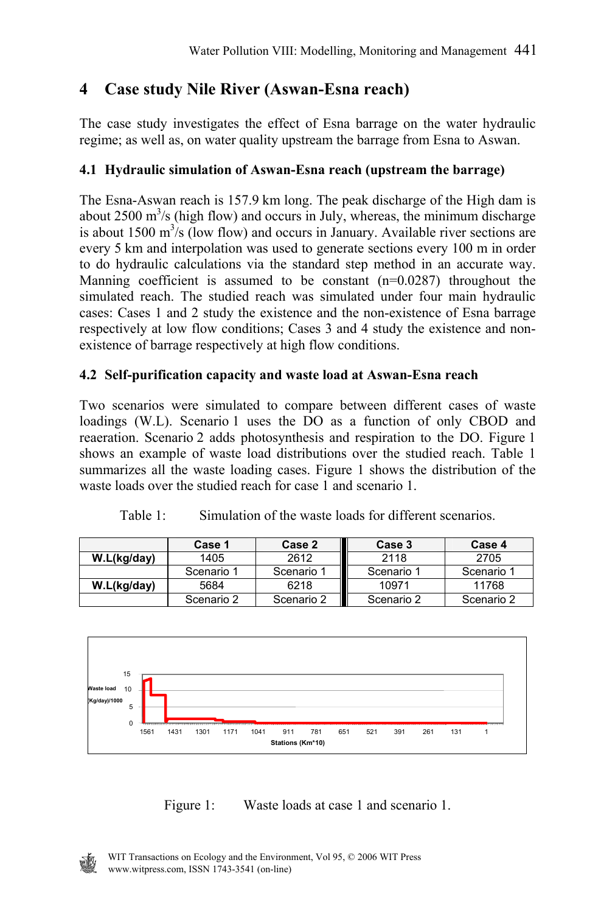## 4 Case study Nile River (Aswan-Esna reach)

The case study investigates the effect of Esna barrage on the water hydraulic regime; as well as, on water quality upstream the barrage from Esna to Aswan.

### 4.1 Hydraulic simulation of Aswan-Esna reach (upstream the barrage)

The Esna-Aswan reach is 157.9 km long. The peak discharge of the High dam is about 2500 $m^3/s$ (high flow) and occurs in July, whereas, the minimum discharge is about 1500 $m^3/s$ (low flow) and occurs in January. Available river sections are every 5 km and interpolation was used to generate sections every 100 m in order to do hydraulic calculations via the standard step method in an accurate way. Manning coefficient is assumed to be constant (n=0.0287) throughout the simulated reach. The studied reach was simulated under four main hydraulic cases: Cases 1 and 2 study the existence and the non-existence of Esna barrage respectively at low flow conditions; Cases 3 and 4 study the existence and non-existence of barrage respectively at high flow conditions.

### 4.2 Self-purification capacity and waste load at Aswan-Esna reach

Two scenarios were simulated to compare between different cases of waste loadings (W.L). Scenario 1 uses the DO as a function of only CBOD and reaeration. Scenario 2 adds photosynthesis and respiration to the DO. Figure 1 shows an example of waste load distributions over the studied reach. Table 1 summarizes all the waste loading cases. Figure 1 shows the distribution of the waste loads over the studied reach for case 1 and scenario 1.

Table 1: Simulation of the waste loads for different scenarios.

| | Case 1 | Case 2 | Case 3 | Case 4 |
|---|---|---|---|---|
| **W.L(kg/day)** | 1405 | 2612 | 2118 | 2705 |
| | Scenario 1 | Scenario 1 | Scenario 1 | Scenario 1 |
| **W.L(kg/day)** | 5684 | 6218 | 10971 | 11768 |
| | Scenario 2 | Scenario 2 | Scenario 2 | Scenario 2 |

Figure 1: Waste loads at case 1 and scenario 1.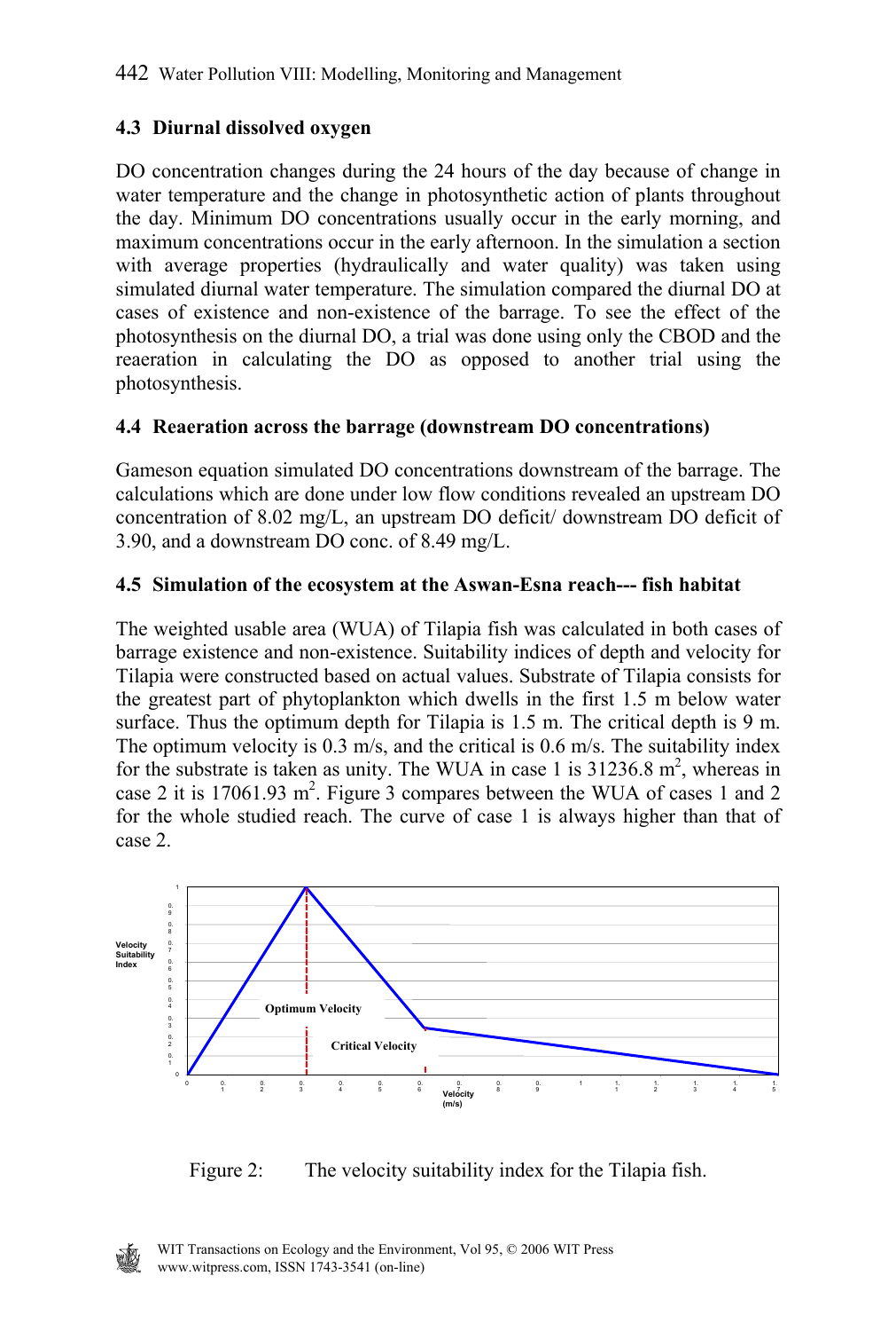### 4.3 Diurnal dissolved oxygen

DO concentration changes during the 24 hours of the day because of change in water temperature and the change in photosynthetic action of plants throughout the day. Minimum DO concentrations usually occur in the early morning, and maximum concentrations occur in the early afternoon. In the simulation a section with average properties (hydraulically and water quality) was taken using simulated diurnal water temperature. The simulation compared the diurnal DO at cases of existence and non-existence of the barrage. To see the effect of the photosynthesis on the diurnal DO, a trial was done using only the CBOD and the reaeration in calculating the DO as opposed to another trial using the photosynthesis.

### 4.4 Reaeration across the barrage (downstream DO concentrations)

Gameson equation simulated DO concentrations downstream of the barrage. The calculations which are done under low flow conditions revealed an upstream DO concentration of 8.02 mg/L, an upstream DO deficit/ downstream DO deficit of 3.90, and a downstream DO conc. of 8.49 mg/L.

### 4.5 Simulation of the ecosystem at the Aswan-Esna reach--- fish habitat

The weighted usable area (WUA) of Tilapia fish was calculated in both cases of barrage existence and non-existence. Suitability indices of depth and velocity for Tilapia were constructed based on actual values. Substrate of Tilapia consists for the greatest part of phytoplankton which dwells in the first 1.5 m below water surface. Thus the optimum depth for Tilapia is 1.5 m. The critical depth is 9 m. The optimum velocity is 0.3 m/s, and the critical is 0.6 m/s. The suitability index for the substrate is taken as unity. The WUA in case 1 is 31236.8 $m^2$, whereas in case 2 it is 17061.93 $m^2$. Figure 3 compares between the WUA of cases 1 and 2 for the whole studied reach. The curve of case 1 is always higher than that of case 2.

Figure 2: The velocity suitability index for the Tilapia fish.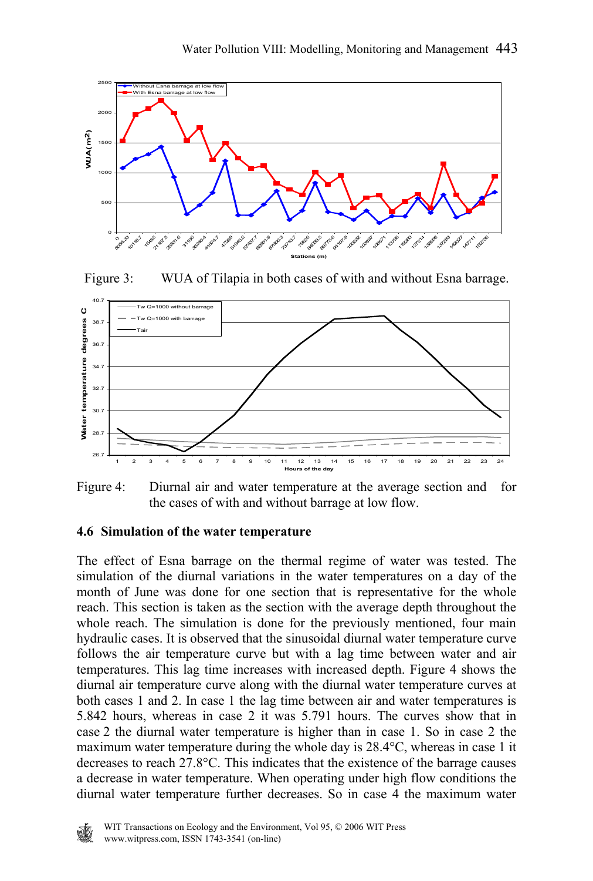Figure 3: WUA of Tilapia in both cases of with and without Esna barrage.

Figure 4: Diurnal air and water temperature at the average section and for the cases of with and without barrage at low flow.

### 4.6 Simulation of the water temperature

The effect of Esna barrage on the thermal regime of water was tested. The simulation of the diurnal variations in the water temperatures on a day of the month of June was done for one section that is representative for the whole reach. This section is taken as the section with the average depth throughout the whole reach. The simulation is done for the previously mentioned, four main hydraulic cases. It is observed that the sinusoidal diurnal water temperature curve follows the air temperature curve but with a lag time between water and air temperatures. This lag time increases with increased depth. Figure 4 shows the diurnal air temperature curve along with the diurnal water temperature curves at both cases 1 and 2. In case 1 the lag time between air and water temperatures is 5.842 hours, whereas in case 2 it was 5.791 hours. The curves show that in case 2 the diurnal water temperature is higher than in case 1. So in case 2 the maximum water temperature during the whole day is 28.4°C, whereas in case 1 it decreases to reach 27.8°C. This indicates that the existence of the barrage causes a decrease in water temperature. When operating under high flow conditions the diurnal water temperature further decreases. So in case 4 the maximum water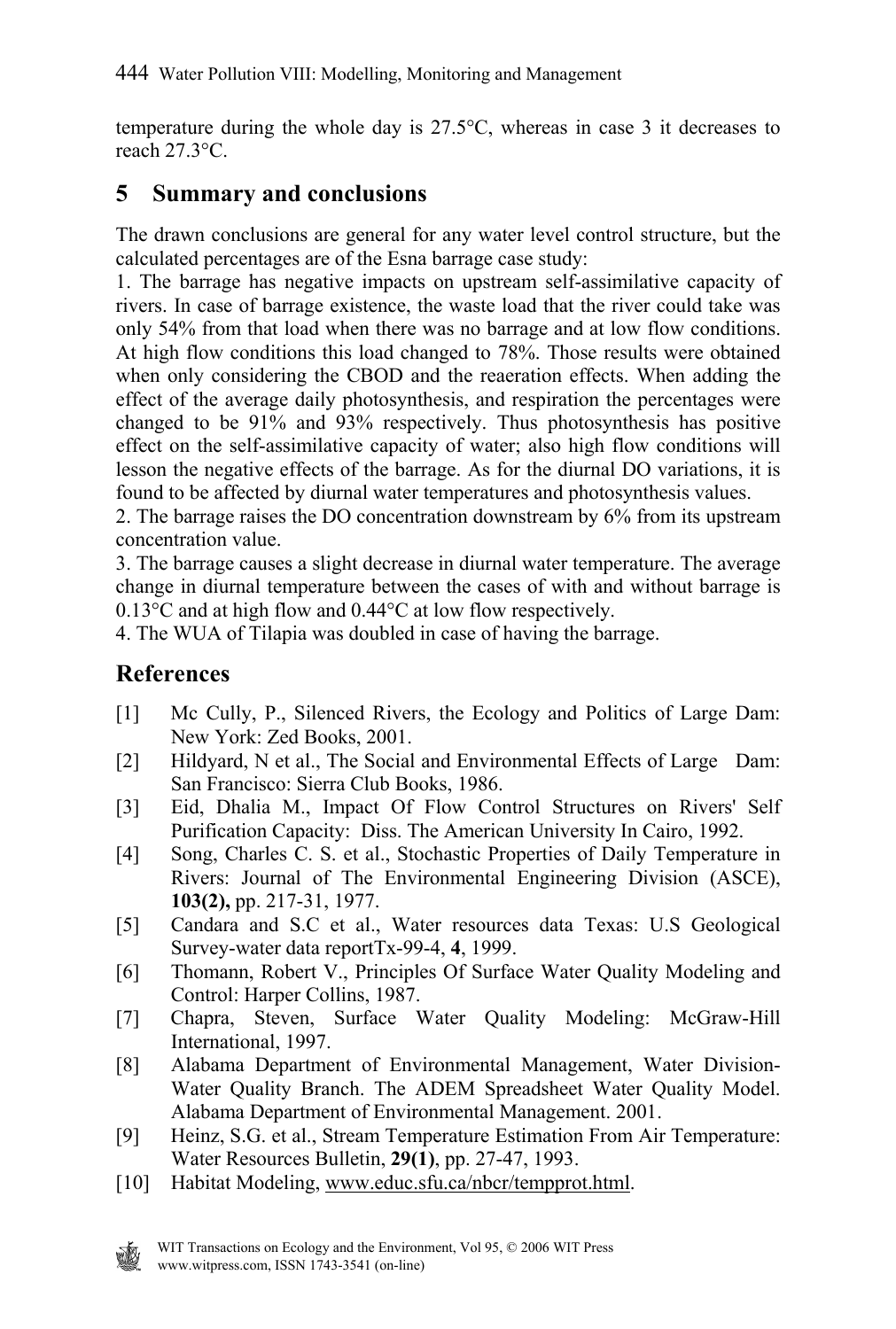temperature during the whole day is 27.5°C, whereas in case 3 it decreases to reach 27.3°C.

## 5 Summary and conclusions

The drawn conclusions are general for any water level control structure, but the calculated percentages are of the Esna barrage case study:

1. The barrage has negative impacts on upstream self-assimilative capacity of rivers. In case of barrage existence, the waste load that the river could take was only 54% from that load when there was no barrage and at low flow conditions. At high flow conditions this load changed to 78%. Those results were obtained when only considering the CBOD and the reaeration effects. When adding the effect of the average daily photosynthesis, and respiration the percentages were changed to be 91% and 93% respectively. Thus photosynthesis has positive effect on the self-assimilative capacity of water; also high flow conditions will lesson the negative effects of the barrage. As for the diurnal DO variations, it is found to be affected by diurnal water temperatures and photosynthesis values.
2. The barrage raises the DO concentration downstream by 6% from its upstream concentration value.
3. The barrage causes a slight decrease in diurnal water temperature. The average change in diurnal temperature between the cases of with and without barrage is 0.13°C and at high flow and 0.44°C at low flow respectively.
4. The WUA of Tilapia was doubled in case of having the barrage.

## References

[1] Mc Cully, P., Silenced Rivers, the Ecology and Politics of Large Dam: New York: Zed Books, 2001.

[2] Hildyard, N et al., The Social and Environmental Effects of Large Dam: San Francisco: Sierra Club Books, 1986.

[3] Eid, Dhalia M., Impact Of Flow Control Structures on Rivers' Self Purification Capacity: Diss. The American University In Cairo, 1992.

[4] Song, Charles C. S. et al., Stochastic Properties of Daily Temperature in Rivers: Journal of The Environmental Engineering Division (ASCE), **103(2),** pp. 217-31, 1977.

[5] Candara and S.C et al., Water resources data Texas: U.S Geological Survey-water data reportTx-99-4, **4**, 1999.

[6] Thomann, Robert V., Principles Of Surface Water Quality Modeling and Control: Harper Collins, 1987.

[7] Chapra, Steven, Surface Water Quality Modeling: McGraw-Hill International, 1997.

[8] Alabama Department of Environmental Management, Water Division-Water Quality Branch. The ADEM Spreadsheet Water Quality Model. Alabama Department of Environmental Management. 2001.

[9] Heinz, S.G. et al., Stream Temperature Estimation From Air Temperature: Water Resources Bulletin, **29(1)**, pp. 27-47, 1993.

[10] Habitat Modeling, www.educ.sfu.ca/nbcr/tempprot.html.